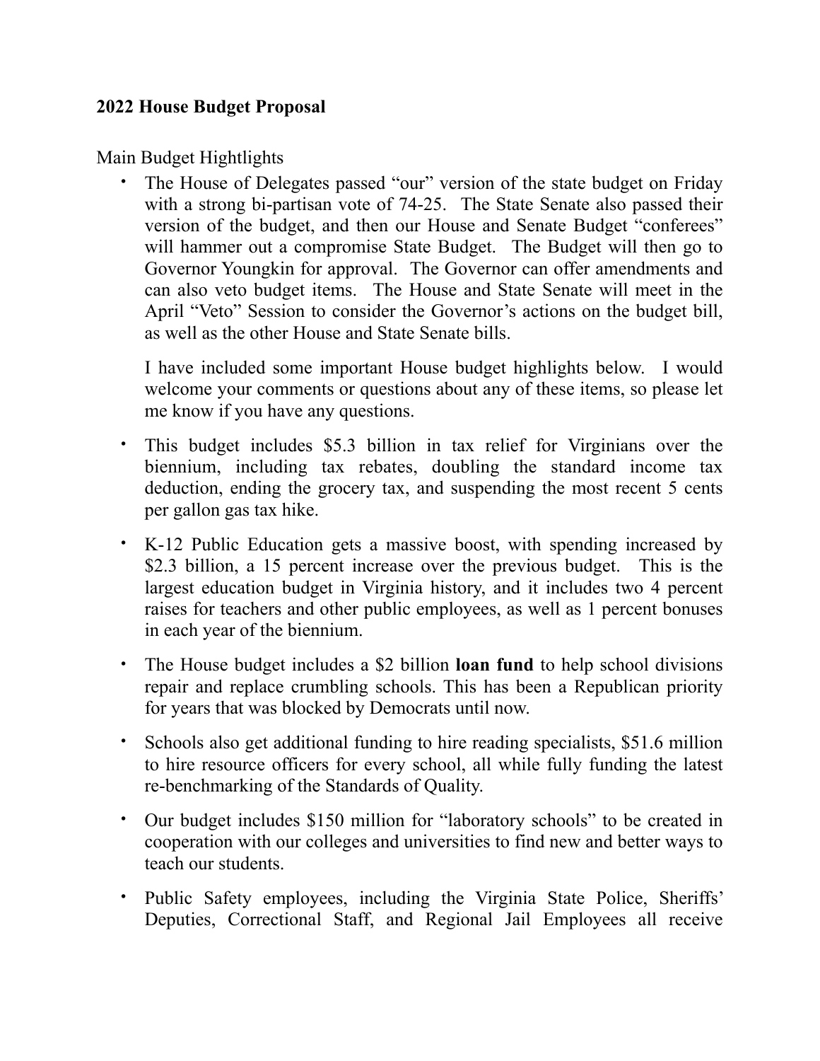**2022 House Budget Proposal**

Main Budget Hightlights

- The House of Delegates passed "our" version of the state budget on Friday with a strong bi-partisan vote of 74-25. The State Senate also passed their version of the budget, and then our House and Senate Budget "conferees" will hammer out a compromise State Budget. The Budget will then go to Governor Youngkin for approval. The Governor can offer amendments and can also veto budget items. The House and State Senate will meet in the April "Veto" Session to consider the Governor's actions on the budget bill, as well as the other House and State Senate bills.

  I have included some important House budget highlights below. I would welcome your comments or questions about any of these items, so please let me know if you have any questions.

- This budget includes $5.3 billion in tax relief for Virginians over the biennium, including tax rebates, doubling the standard income tax deduction, ending the grocery tax, and suspending the most recent 5 cents per gallon gas tax hike.
- K-12 Public Education gets a massive boost, with spending increased by $2.3 billion, a 15 percent increase over the previous budget. This is the largest education budget in Virginia history, and it includes two 4 percent raises for teachers and other public employees, as well as 1 percent bonuses in each year of the biennium.
- The House budget includes a $2 billion **loan fund** to help school divisions repair and replace crumbling schools. This has been a Republican priority for years that was blocked by Democrats until now.
- Schools also get additional funding to hire reading specialists, $51.6 million to hire resource officers for every school, all while fully funding the latest re-benchmarking of the Standards of Quality.
- Our budget includes $150 million for "laboratory schools" to be created in cooperation with our colleges and universities to find new and better ways to teach our students.
- Public Safety employees, including the Virginia State Police, Sheriffs' Deputies, Correctional Staff, and Regional Jail Employees all receive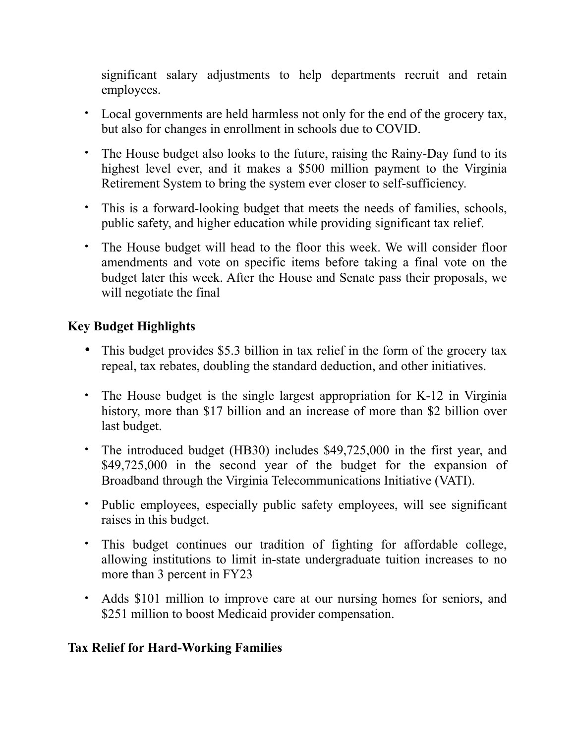significant salary adjustments to help departments recruit and retain employees.

- Local governments are held harmless not only for the end of the grocery tax, but also for changes in enrollment in schools due to COVID.
- The House budget also looks to the future, raising the Rainy-Day fund to its highest level ever, and it makes a $500 million payment to the Virginia Retirement System to bring the system ever closer to self-sufficiency.
- This is a forward-looking budget that meets the needs of families, schools, public safety, and higher education while providing significant tax relief.
- The House budget will head to the floor this week. We will consider floor amendments and vote on specific items before taking a final vote on the budget later this week. After the House and Senate pass their proposals, we will negotiate the final

## Key Budget Highlights

- This budget provides $5.3 billion in tax relief in the form of the grocery tax repeal, tax rebates, doubling the standard deduction, and other initiatives.
- The House budget is the single largest appropriation for K-12 in Virginia history, more than $17 billion and an increase of more than $2 billion over last budget.
- The introduced budget (HB30) includes $49,725,000 in the first year, and $49,725,000 in the second year of the budget for the expansion of Broadband through the Virginia Telecommunications Initiative (VATI).
- Public employees, especially public safety employees, will see significant raises in this budget.
- This budget continues our tradition of fighting for affordable college, allowing institutions to limit in-state undergraduate tuition increases to no more than 3 percent in FY23
- Adds $101 million to improve care at our nursing homes for seniors, and $251 million to boost Medicaid provider compensation.

## Tax Relief for Hard-Working Families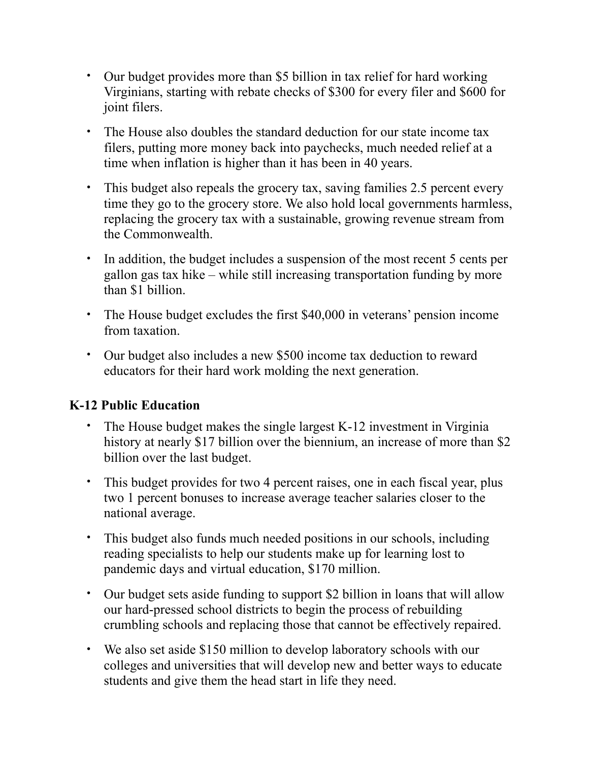- Our budget provides more than $5 billion in tax relief for hard working Virginians, starting with rebate checks of $300 for every filer and $600 for joint filers.
- The House also doubles the standard deduction for our state income tax filers, putting more money back into paychecks, much needed relief at a time when inflation is higher than it has been in 40 years.
- This budget also repeals the grocery tax, saving families 2.5 percent every time they go to the grocery store. We also hold local governments harmless, replacing the grocery tax with a sustainable, growing revenue stream from the Commonwealth.
- In addition, the budget includes a suspension of the most recent 5 cents per gallon gas tax hike – while still increasing transportation funding by more than $1 billion.
- The House budget excludes the first $40,000 in veterans' pension income from taxation.
- Our budget also includes a new $500 income tax deduction to reward educators for their hard work molding the next generation.

## K-12 Public Education

- The House budget makes the single largest K-12 investment in Virginia history at nearly $17 billion over the biennium, an increase of more than $2 billion over the last budget.
- This budget provides for two 4 percent raises, one in each fiscal year, plus two 1 percent bonuses to increase average teacher salaries closer to the national average.
- This budget also funds much needed positions in our schools, including reading specialists to help our students make up for learning lost to pandemic days and virtual education, $170 million.
- Our budget sets aside funding to support $2 billion in loans that will allow our hard-pressed school districts to begin the process of rebuilding crumbling schools and replacing those that cannot be effectively repaired.
- We also set aside $150 million to develop laboratory schools with our colleges and universities that will develop new and better ways to educate students and give them the head start in life they need.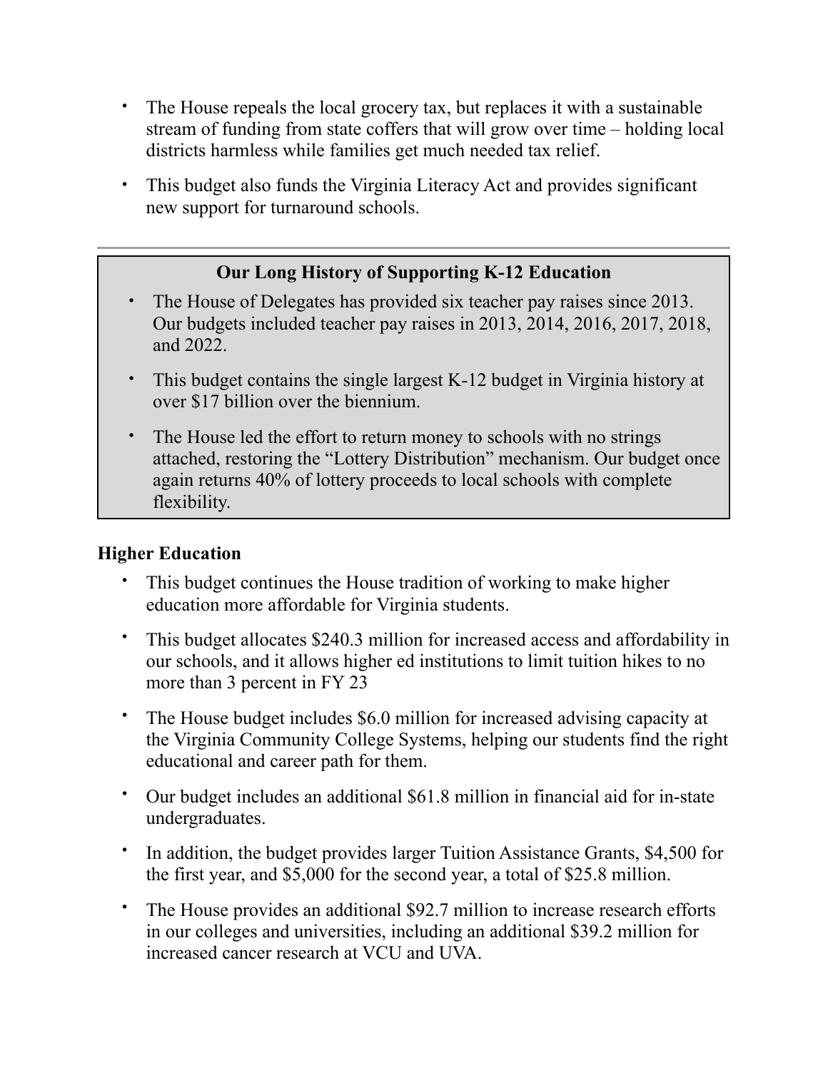- The House repeals the local grocery tax, but replaces it with a sustainable stream of funding from state coffers that will grow over time – holding local districts harmless while families get much needed tax relief.
- This budget also funds the Virginia Literacy Act and provides significant new support for turnaround schools.

---

**Our Long History of Supporting K-12 Education**

- The House of Delegates has provided six teacher pay raises since 2013. Our budgets included teacher pay raises in 2013, 2014, 2016, 2017, 2018, and 2022.
- This budget contains the single largest K-12 budget in Virginia history at over $17 billion over the biennium.
- The House led the effort to return money to schools with no strings attached, restoring the "Lottery Distribution" mechanism. Our budget once again returns 40% of lottery proceeds to local schools with complete flexibility.

**Higher Education**

- This budget continues the House tradition of working to make higher education more affordable for Virginia students.
- This budget allocates $240.3 million for increased access and affordability in our schools, and it allows higher ed institutions to limit tuition hikes to no more than 3 percent in FY 23
- The House budget includes $6.0 million for increased advising capacity at the Virginia Community College Systems, helping our students find the right educational and career path for them.
- Our budget includes an additional $61.8 million in financial aid for in-state undergraduates.
- In addition, the budget provides larger Tuition Assistance Grants, $4,500 for the first year, and $5,000 for the second year, a total of $25.8 million.
- The House provides an additional $92.7 million to increase research efforts in our colleges and universities, including an additional $39.2 million for increased cancer research at VCU and UVA.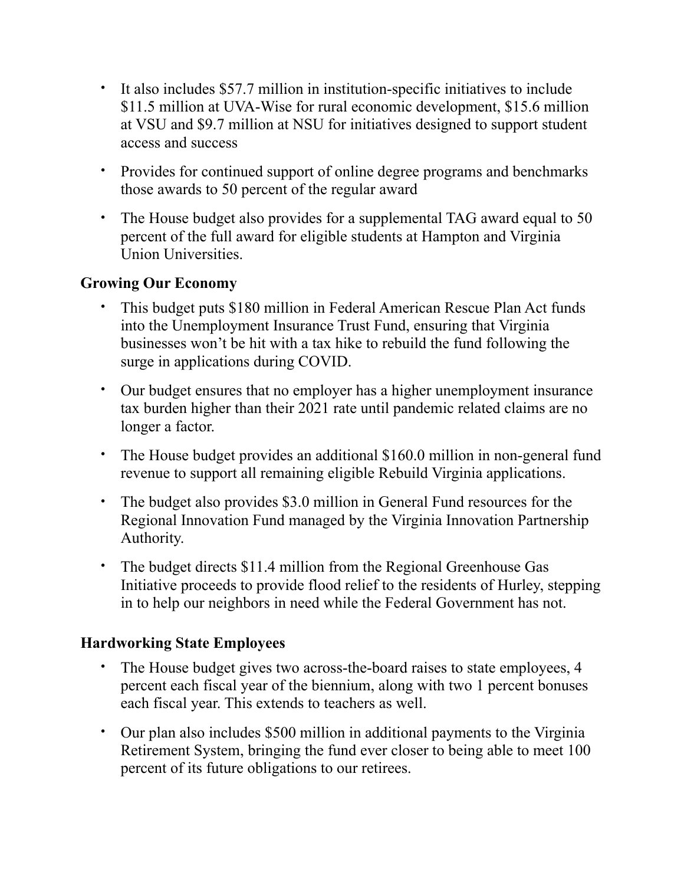- It also includes $57.7 million in institution-specific initiatives to include $11.5 million at UVA-Wise for rural economic development, $15.6 million at VSU and $9.7 million at NSU for initiatives designed to support student access and success
- Provides for continued support of online degree programs and benchmarks those awards to 50 percent of the regular award
- The House budget also provides for a supplemental TAG award equal to 50 percent of the full award for eligible students at Hampton and Virginia Union Universities.

**Growing Our Economy**

- This budget puts $180 million in Federal American Rescue Plan Act funds into the Unemployment Insurance Trust Fund, ensuring that Virginia businesses won't be hit with a tax hike to rebuild the fund following the surge in applications during COVID.
- Our budget ensures that no employer has a higher unemployment insurance tax burden higher than their 2021 rate until pandemic related claims are no longer a factor.
- The House budget provides an additional $160.0 million in non-general fund revenue to support all remaining eligible Rebuild Virginia applications.
- The budget also provides $3.0 million in General Fund resources for the Regional Innovation Fund managed by the Virginia Innovation Partnership Authority.
- The budget directs $11.4 million from the Regional Greenhouse Gas Initiative proceeds to provide flood relief to the residents of Hurley, stepping in to help our neighbors in need while the Federal Government has not.

**Hardworking State Employees**

- The House budget gives two across-the-board raises to state employees, 4 percent each fiscal year of the biennium, along with two 1 percent bonuses each fiscal year. This extends to teachers as well.
- Our plan also includes $500 million in additional payments to the Virginia Retirement System, bringing the fund ever closer to being able to meet 100 percent of its future obligations to our retirees.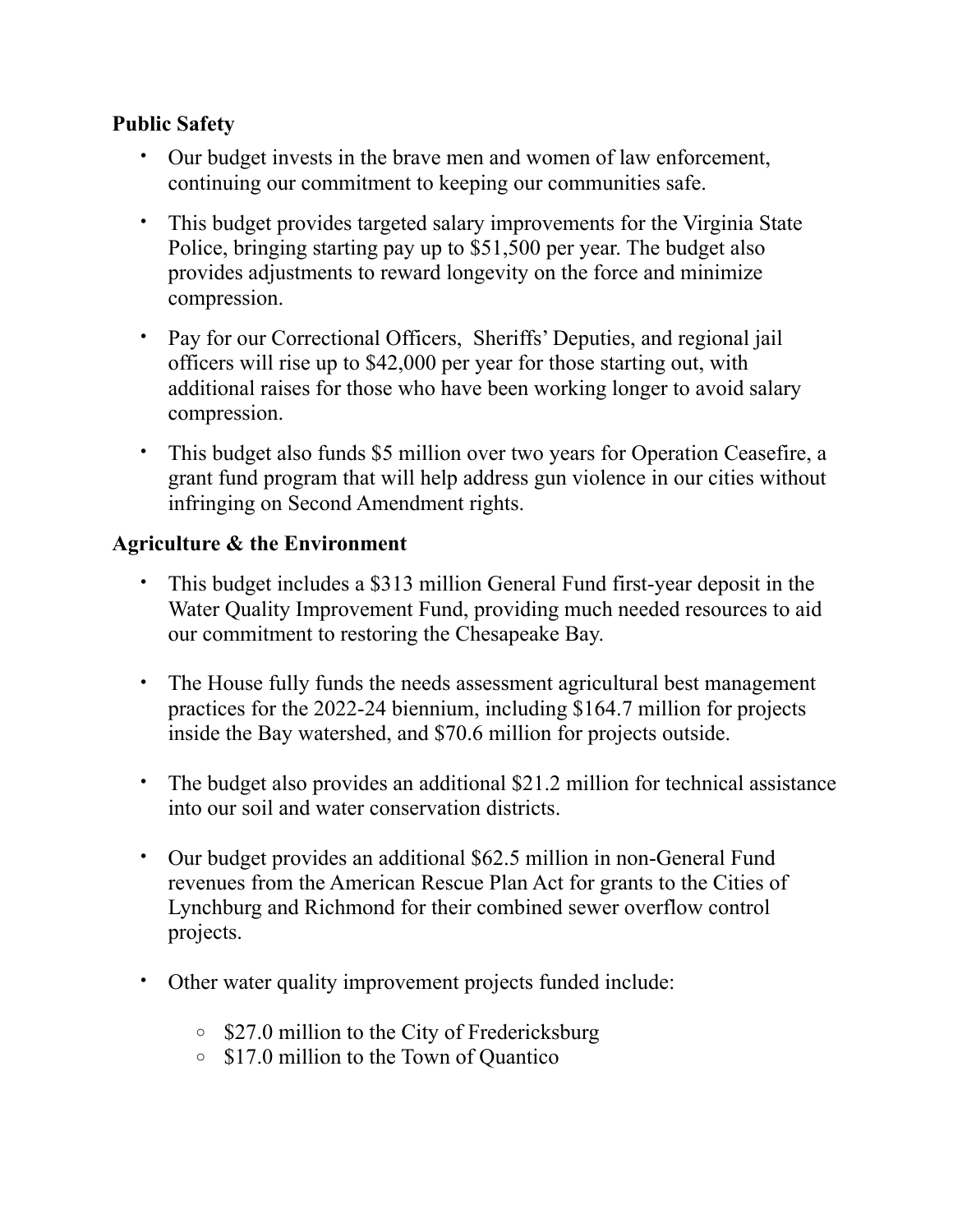**Public Safety**

- Our budget invests in the brave men and women of law enforcement, continuing our commitment to keeping our communities safe.
- This budget provides targeted salary improvements for the Virginia State Police, bringing starting pay up to $51,500 per year. The budget also provides adjustments to reward longevity on the force and minimize compression.
- Pay for our Correctional Officers, Sheriffs' Deputies, and regional jail officers will rise up to $42,000 per year for those starting out, with additional raises for those who have been working longer to avoid salary compression.
- This budget also funds $5 million over two years for Operation Ceasefire, a grant fund program that will help address gun violence in our cities without infringing on Second Amendment rights.

**Agriculture & the Environment**

- This budget includes a $313 million General Fund first-year deposit in the Water Quality Improvement Fund, providing much needed resources to aid our commitment to restoring the Chesapeake Bay.
- The House fully funds the needs assessment agricultural best management practices for the 2022-24 biennium, including $164.7 million for projects inside the Bay watershed, and $70.6 million for projects outside.
- The budget also provides an additional $21.2 million for technical assistance into our soil and water conservation districts.
- Our budget provides an additional $62.5 million in non-General Fund revenues from the American Rescue Plan Act for grants to the Cities of Lynchburg and Richmond for their combined sewer overflow control projects.
- Other water quality improvement projects funded include:
  - $27.0 million to the City of Fredericksburg
  - $17.0 million to the Town of Quantico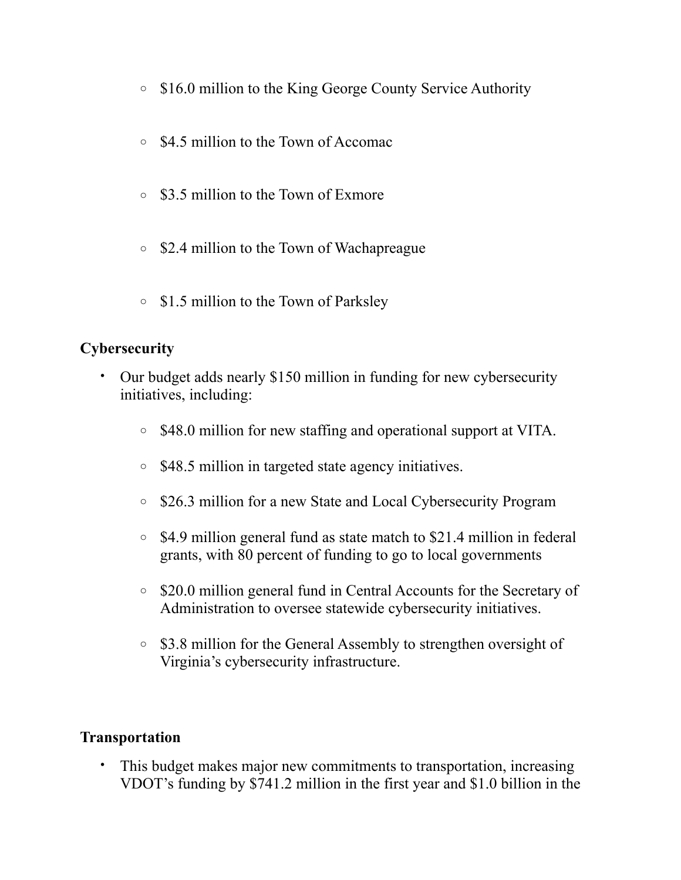- $16.0 million to the King George County Service Authority
- $4.5 million to the Town of Accomac
- $3.5 million to the Town of Exmore
- $2.4 million to the Town of Wachapreague
- $1.5 million to the Town of Parksley

**Cybersecurity**

- Our budget adds nearly $150 million in funding for new cybersecurity initiatives, including:
  - $48.0 million for new staffing and operational support at VITA.
  - $48.5 million in targeted state agency initiatives.
  - $26.3 million for a new State and Local Cybersecurity Program
  - $4.9 million general fund as state match to $21.4 million in federal grants, with 80 percent of funding to go to local governments
  - $20.0 million general fund in Central Accounts for the Secretary of Administration to oversee statewide cybersecurity initiatives.
  - $3.8 million for the General Assembly to strengthen oversight of Virginia's cybersecurity infrastructure.

**Transportation**

- This budget makes major new commitments to transportation, increasing VDOT's funding by $741.2 million in the first year and $1.0 billion in the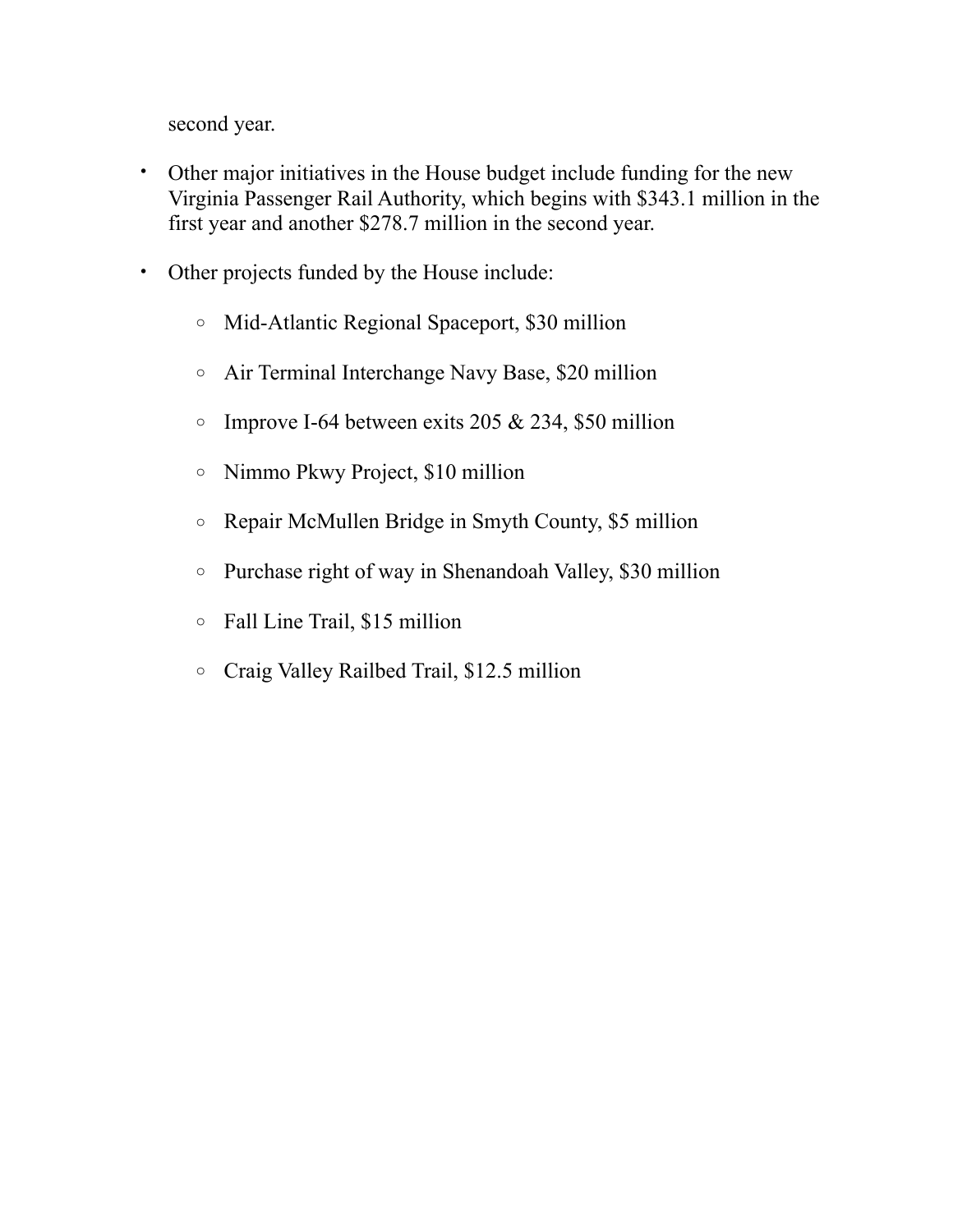second year.

- Other major initiatives in the House budget include funding for the new Virginia Passenger Rail Authority, which begins with $343.1 million in the first year and another $278.7 million in the second year.

- Other projects funded by the House include:

  - Mid-Atlantic Regional Spaceport, $30 million
  - Air Terminal Interchange Navy Base, $20 million
  - Improve I-64 between exits 205 & 234, $50 million
  - Nimmo Pkwy Project, $10 million
  - Repair McMullen Bridge in Smyth County, $5 million
  - Purchase right of way in Shenandoah Valley, $30 million
  - Fall Line Trail, $15 million
  - Craig Valley Railbed Trail, $12.5 million